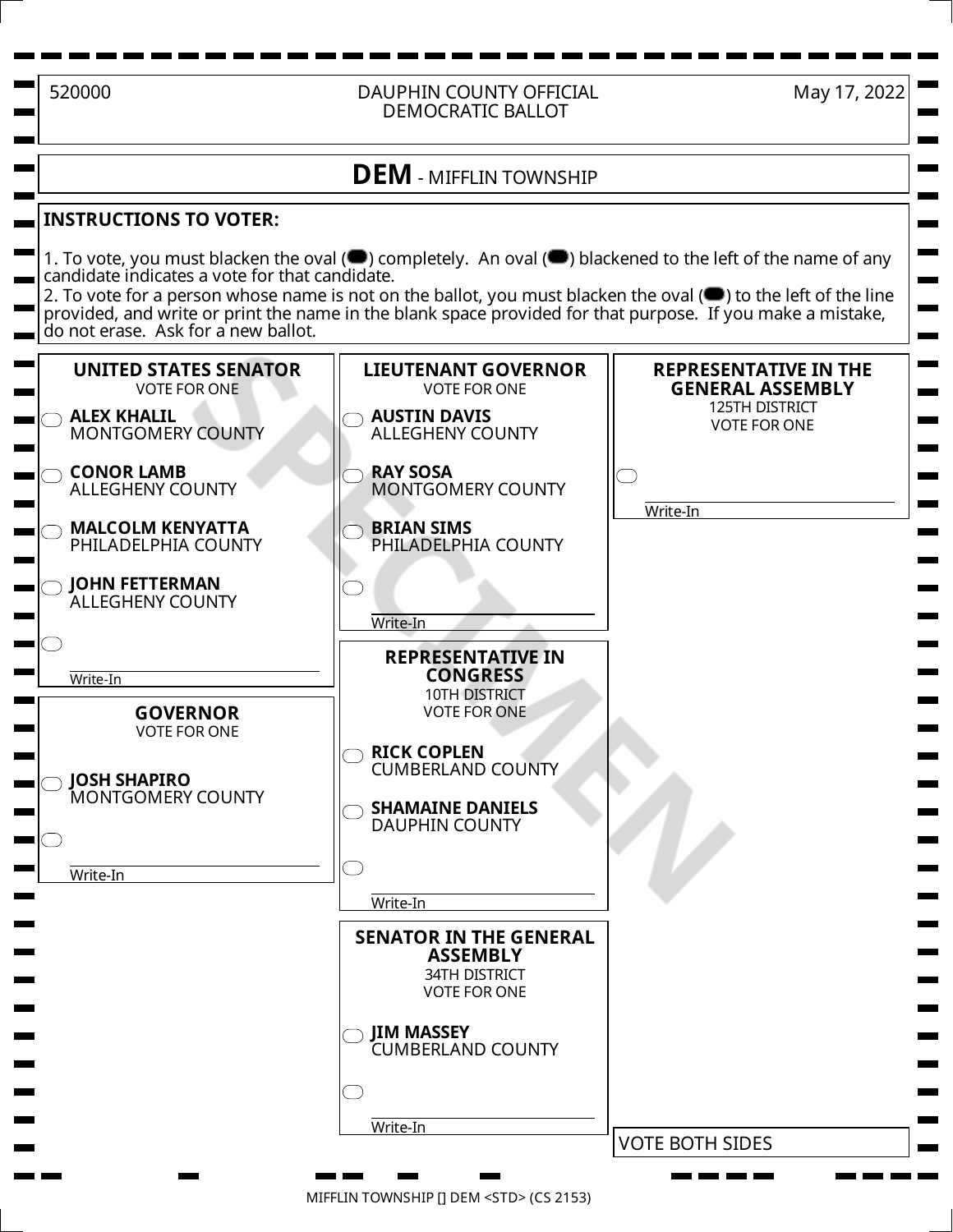520000

DAUPHIN COUNTY OFFICIAL
DEMOCRATIC BALLOT

May 17, 2022

# DEM - MIFFLIN TOWNSHIP

**INSTRUCTIONS TO VOTER:**

1. To vote, you must blacken the oval (⬬) completely. An oval (⬬) blackened to the left of the name of any candidate indicates a vote for that candidate.
2. To vote for a person whose name is not on the ballot, you must blacken the oval (⬬) to the left of the line provided, and write or print the name in the blank space provided for that purpose. If you make a mistake, do not erase. Ask for a new ballot.

## UNITED STATES SENATOR
VOTE FOR ONE

- ⬭ **ALEX KHALIL** MONTGOMERY COUNTY
- ⬭ **CONOR LAMB** ALLEGHENY COUNTY
- ⬭ **MALCOLM KENYATTA** PHILADELPHIA COUNTY
- ⬭ **JOHN FETTERMAN** ALLEGHENY COUNTY
- ⬭ ____________ Write-In

## GOVERNOR
VOTE FOR ONE

- ⬭ **JOSH SHAPIRO** MONTGOMERY COUNTY
- ⬭ ____________ Write-In

## LIEUTENANT GOVERNOR
VOTE FOR ONE

- ⬭ **AUSTIN DAVIS** ALLEGHENY COUNTY
- ⬭ **RAY SOSA** MONTGOMERY COUNTY
- ⬭ **BRIAN SIMS** PHILADELPHIA COUNTY
- ⬭ ____________ Write-In

## REPRESENTATIVE IN CONGRESS
10TH DISTRICT
VOTE FOR ONE

- ⬭ **RICK COPLEN** CUMBERLAND COUNTY
- ⬭ **SHAMAINE DANIELS** DAUPHIN COUNTY
- ⬭ ____________ Write-In

## SENATOR IN THE GENERAL ASSEMBLY
34TH DISTRICT
VOTE FOR ONE

- ⬭ **JIM MASSEY** CUMBERLAND COUNTY
- ⬭ ____________ Write-In

## REPRESENTATIVE IN THE GENERAL ASSEMBLY
125TH DISTRICT
VOTE FOR ONE

- ⬭ ____________ Write-In

VOTE BOTH SIDES

MIFFLIN TOWNSHIP [] DEM <STD> (CS 2153)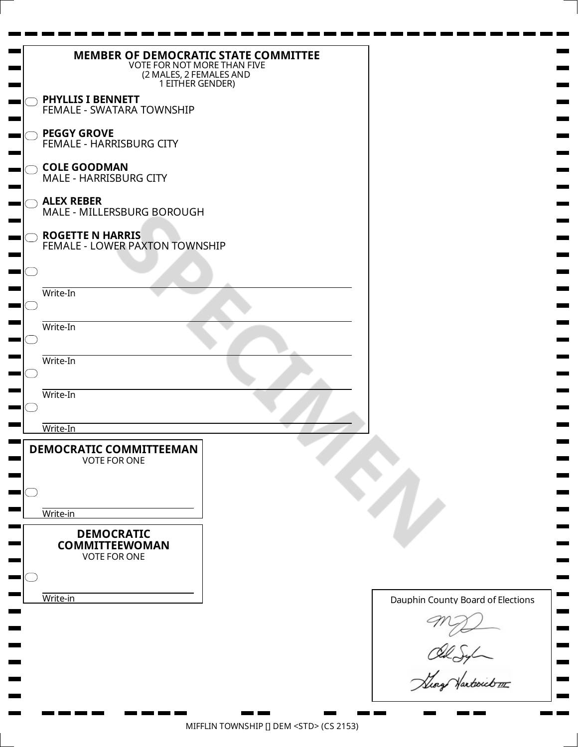## MEMBER OF DEMOCRATIC STATE COMMITTEE

VOTE FOR NOT MORE THAN FIVE
(2 MALES, 2 FEMALES AND
1 EITHER GENDER)

- **PHYLLIS I BENNETT**
  FEMALE - SWATARA TOWNSHIP
- **PEGGY GROVE**
  FEMALE - HARRISBURG CITY
- **COLE GOODMAN**
  MALE - HARRISBURG CITY
- **ALEX REBER**
  MALE - MILLERSBURG BOROUGH
- **ROGETTE N HARRIS**
  FEMALE - LOWER PAXTON TOWNSHIP
- Write-In
- Write-In
- Write-In
- Write-In
- Write-In

## DEMOCRATIC COMMITTEEMAN

VOTE FOR ONE

- Write-in

## DEMOCRATIC COMMITTEEWOMAN

VOTE FOR ONE

- Write-in

SPECIMEN

Dauphin County Board of Elections

MIFFLIN TOWNSHIP [] DEM <STD> (CS 2153)